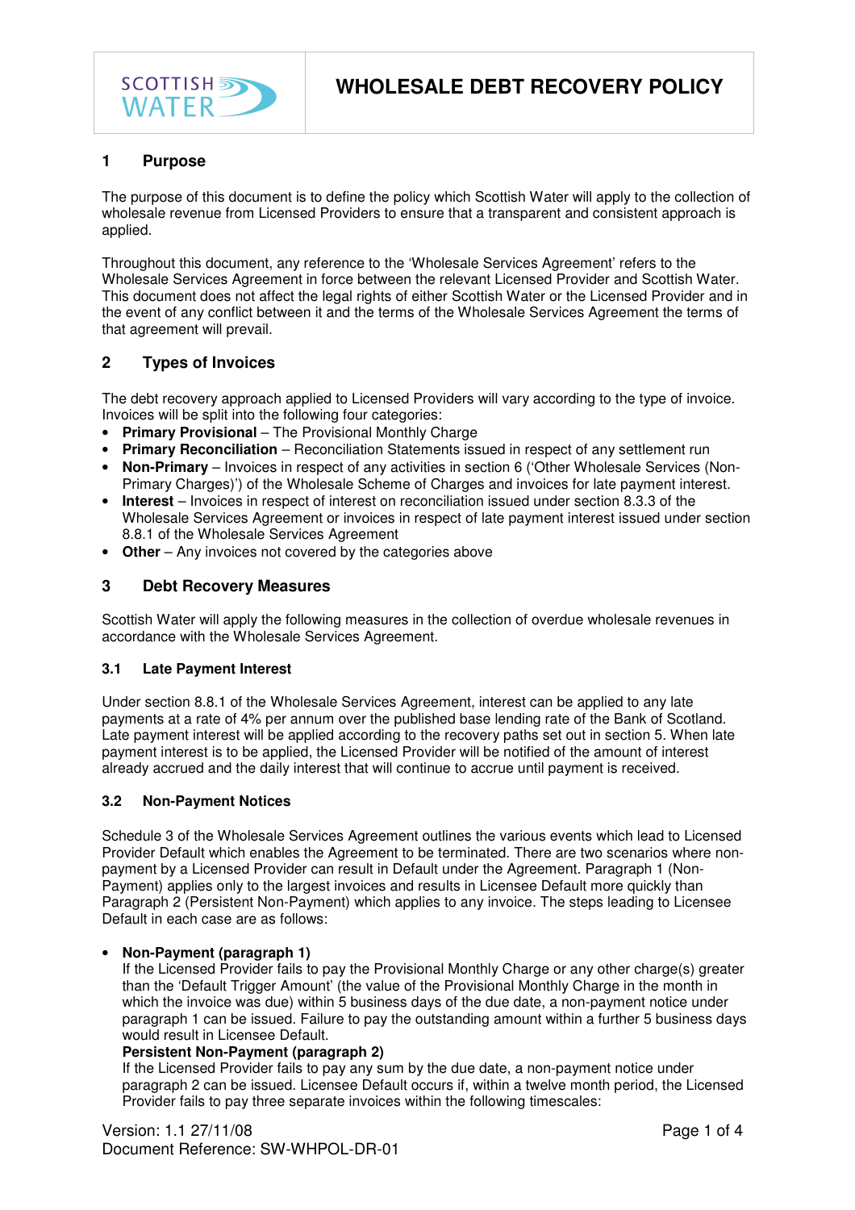# WHOLESALE DEBT RECOVERY POLICY

## 1 Purpose

The purpose of this document is to define the policy which Scottish Water will apply to the collection of wholesale revenue from Licensed Providers to ensure that a transparent and consistent approach is applied.

Throughout this document, any reference to the 'Wholesale Services Agreement' refers to the Wholesale Services Agreement in force between the relevant Licensed Provider and Scottish Water. This document does not affect the legal rights of either Scottish Water or the Licensed Provider and in the event of any conflict between it and the terms of the Wholesale Services Agreement the terms of that agreement will prevail.

## 2 Types of Invoices

The debt recovery approach applied to Licensed Providers will vary according to the type of invoice. Invoices will be split into the following four categories:

- **Primary Provisional** – The Provisional Monthly Charge
- **Primary Reconciliation** – Reconciliation Statements issued in respect of any settlement run
- **Non-Primary** – Invoices in respect of any activities in section 6 ('Other Wholesale Services (Non-Primary Charges)') of the Wholesale Scheme of Charges and invoices for late payment interest.
- **Interest** – Invoices in respect of interest on reconciliation issued under section 8.3.3 of the Wholesale Services Agreement or invoices in respect of late payment interest issued under section 8.8.1 of the Wholesale Services Agreement
- **Other** – Any invoices not covered by the categories above

## 3 Debt Recovery Measures

Scottish Water will apply the following measures in the collection of overdue wholesale revenues in accordance with the Wholesale Services Agreement.

### 3.1 Late Payment Interest

Under section 8.8.1 of the Wholesale Services Agreement, interest can be applied to any late payments at a rate of 4% per annum over the published base lending rate of the Bank of Scotland. Late payment interest will be applied according to the recovery paths set out in section 5. When late payment interest is to be applied, the Licensed Provider will be notified of the amount of interest already accrued and the daily interest that will continue to accrue until payment is received.

### 3.2 Non-Payment Notices

Schedule 3 of the Wholesale Services Agreement outlines the various events which lead to Licensed Provider Default which enables the Agreement to be terminated. There are two scenarios where non-payment by a Licensed Provider can result in Default under the Agreement. Paragraph 1 (Non-Payment) applies only to the largest invoices and results in Licensee Default more quickly than Paragraph 2 (Persistent Non-Payment) which applies to any invoice. The steps leading to Licensee Default in each case are as follows:

- **Non-Payment (paragraph 1)**
  If the Licensed Provider fails to pay the Provisional Monthly Charge or any other charge(s) greater than the 'Default Trigger Amount' (the value of the Provisional Monthly Charge in the month in which the invoice was due) within 5 business days of the due date, a non-payment notice under paragraph 1 can be issued. Failure to pay the outstanding amount within a further 5 business days would result in Licensee Default.
  **Persistent Non-Payment (paragraph 2)**
  If the Licensed Provider fails to pay any sum by the due date, a non-payment notice under paragraph 2 can be issued. Licensee Default occurs if, within a twelve month period, the Licensed Provider fails to pay three separate invoices within the following timescales: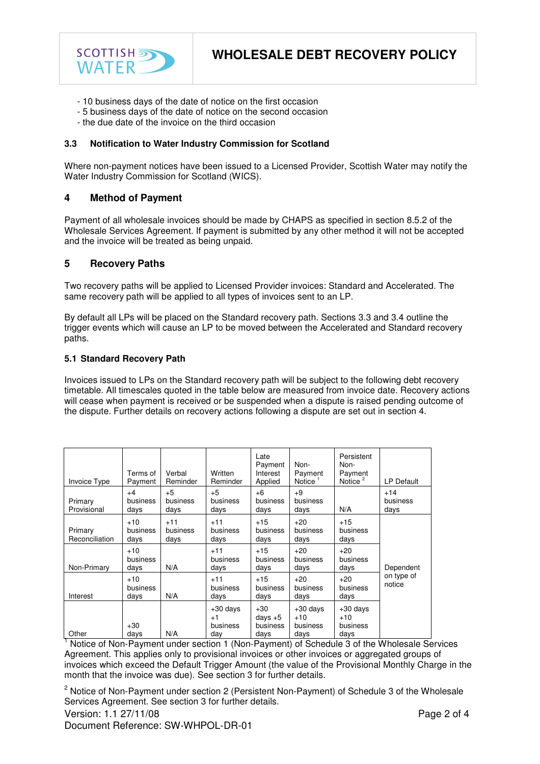- 10 business days of the date of notice on the first occasion
- 5 business days of the date of notice on the second occasion
- the due date of the invoice on the third occasion

### 3.3 Notification to Water Industry Commission for Scotland

Where non-payment notices have been issued to a Licensed Provider, Scottish Water may notify the Water Industry Commission for Scotland (WICS).

## 4 Method of Payment

Payment of all wholesale invoices should be made by CHAPS as specified in section 8.5.2 of the Wholesale Services Agreement. If payment is submitted by any other method it will not be accepted and the invoice will be treated as being unpaid.

## 5 Recovery Paths

Two recovery paths will be applied to Licensed Provider invoices: Standard and Accelerated. The same recovery path will be applied to all types of invoices sent to an LP.

By default all LPs will be placed on the Standard recovery path. Sections 3.3 and 3.4 outline the trigger events which will cause an LP to be moved between the Accelerated and Standard recovery paths.

### 5.1 Standard Recovery Path

Invoices issued to LPs on the Standard recovery path will be subject to the following debt recovery timetable. All timescales quoted in the table below are measured from invoice date. Recovery actions will cease when payment is received or be suspended when a dispute is raised pending outcome of the dispute. Further details on recovery actions following a dispute are set out in section 4.

| Invoice Type | Terms of Payment | Verbal Reminder | Written Reminder | Late Payment Interest Applied | Non-Payment Notice [1] | Persistent Non-Payment Notice [2] | LP Default |
|---|---|---|---|---|---|---|---|
| Primary Provisional | +4 business days | +5 business days | +5 business days | +6 business days | +9 business days | N/A | +14 business days |
| Primary Reconciliation | +10 business days | +11 business days | +11 business days | +15 business days | +20 business days | +15 business days | Dependent on type of notice |
| Non-Primary | +10 business days | N/A | +11 business days | +15 business days | +20 business days | +20 business days | |
| Interest | +10 business days | N/A | +11 business days | +15 business days | +20 business days | +20 business days | |
| Other | +30 days | N/A | +30 days +1 business day | +30 days +5 business days | +30 days +10 business days | +30 days +10 business days | |

[1] Notice of Non-Payment under section 1 (Non-Payment) of Schedule 3 of the Wholesale Services Agreement. This applies only to provisional invoices or other invoices or aggregated groups of invoices which exceed the Default Trigger Amount (the value of the Provisional Monthly Charge in the month that the invoice was due). See section 3 for further details.

[2] Notice of Non-Payment under section 2 (Persistent Non-Payment) of Schedule 3 of the Wholesale Services Agreement. See section 3 for further details.

Version: 1.1 27/11/08
Document Reference: SW-WHPOL-DR-01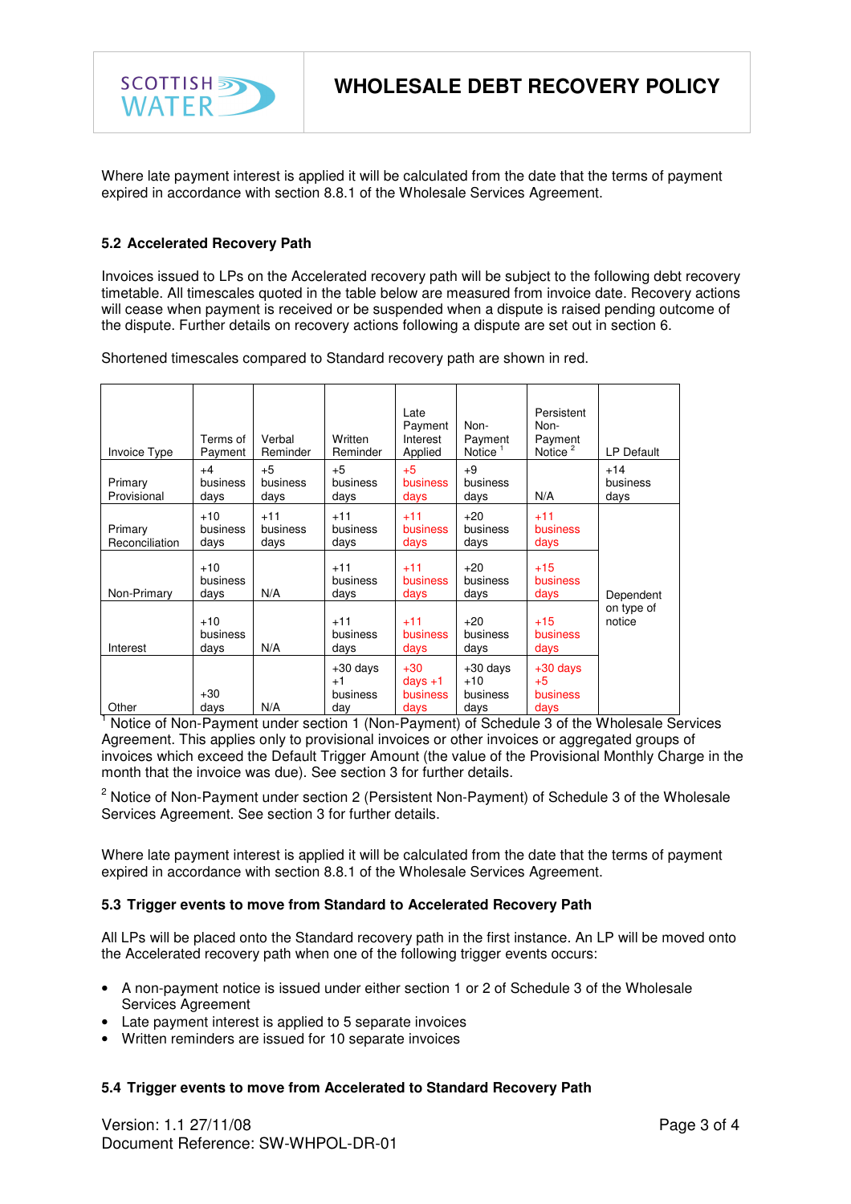Where late payment interest is applied it will be calculated from the date that the terms of payment expired in accordance with section 8.8.1 of the Wholesale Services Agreement.

### 5.2 Accelerated Recovery Path

Invoices issued to LPs on the Accelerated recovery path will be subject to the following debt recovery timetable. All timescales quoted in the table below are measured from invoice date. Recovery actions will cease when payment is received or be suspended when a dispute is raised pending outcome of the dispute. Further details on recovery actions following a dispute are set out in section 6.

Shortened timescales compared to Standard recovery path are shown in red.

| Invoice Type | Terms of Payment | Verbal Reminder | Written Reminder | Late Payment Interest Applied | Non-Payment Notice [1] | Persistent Non-Payment Notice [2] | LP Default |
|---|---|---|---|---|---|---|---|
| Primary Provisional | +4 business days | +5 business days | +5 business days | +5 business days | +9 business days | N/A | +14 business days |
| Primary Reconciliation | +10 business days | +11 business days | +11 business days | +11 business days | +20 business days | +11 business days | Dependent on type of notice |
| Non-Primary | +10 business days | N/A | +11 business days | +11 business days | +20 business days | +15 business days | |
| Interest | +10 business days | N/A | +11 business days | +11 business days | +20 business days | +15 business days | |
| Other | +30 days | N/A | +30 days +1 business day | +30 days +1 business days | +30 days +10 business days | +30 days +5 business days | |

[1] Notice of Non-Payment under section 1 (Non-Payment) of Schedule 3 of the Wholesale Services Agreement. This applies only to provisional invoices or other invoices or aggregated groups of invoices which exceed the Default Trigger Amount (the value of the Provisional Monthly Charge in the month that the invoice was due). See section 3 for further details.

[2] Notice of Non-Payment under section 2 (Persistent Non-Payment) of Schedule 3 of the Wholesale Services Agreement. See section 3 for further details.

Where late payment interest is applied it will be calculated from the date that the terms of payment expired in accordance with section 8.8.1 of the Wholesale Services Agreement.

### 5.3 Trigger events to move from Standard to Accelerated Recovery Path

All LPs will be placed onto the Standard recovery path in the first instance. An LP will be moved onto the Accelerated recovery path when one of the following trigger events occurs:

- A non-payment notice is issued under either section 1 or 2 of Schedule 3 of the Wholesale Services Agreement
- Late payment interest is applied to 5 separate invoices
- Written reminders are issued for 10 separate invoices

### 5.4 Trigger events to move from Accelerated to Standard Recovery Path

Version: 1.1 27/11/08
Document Reference: SW-WHPOL-DR-01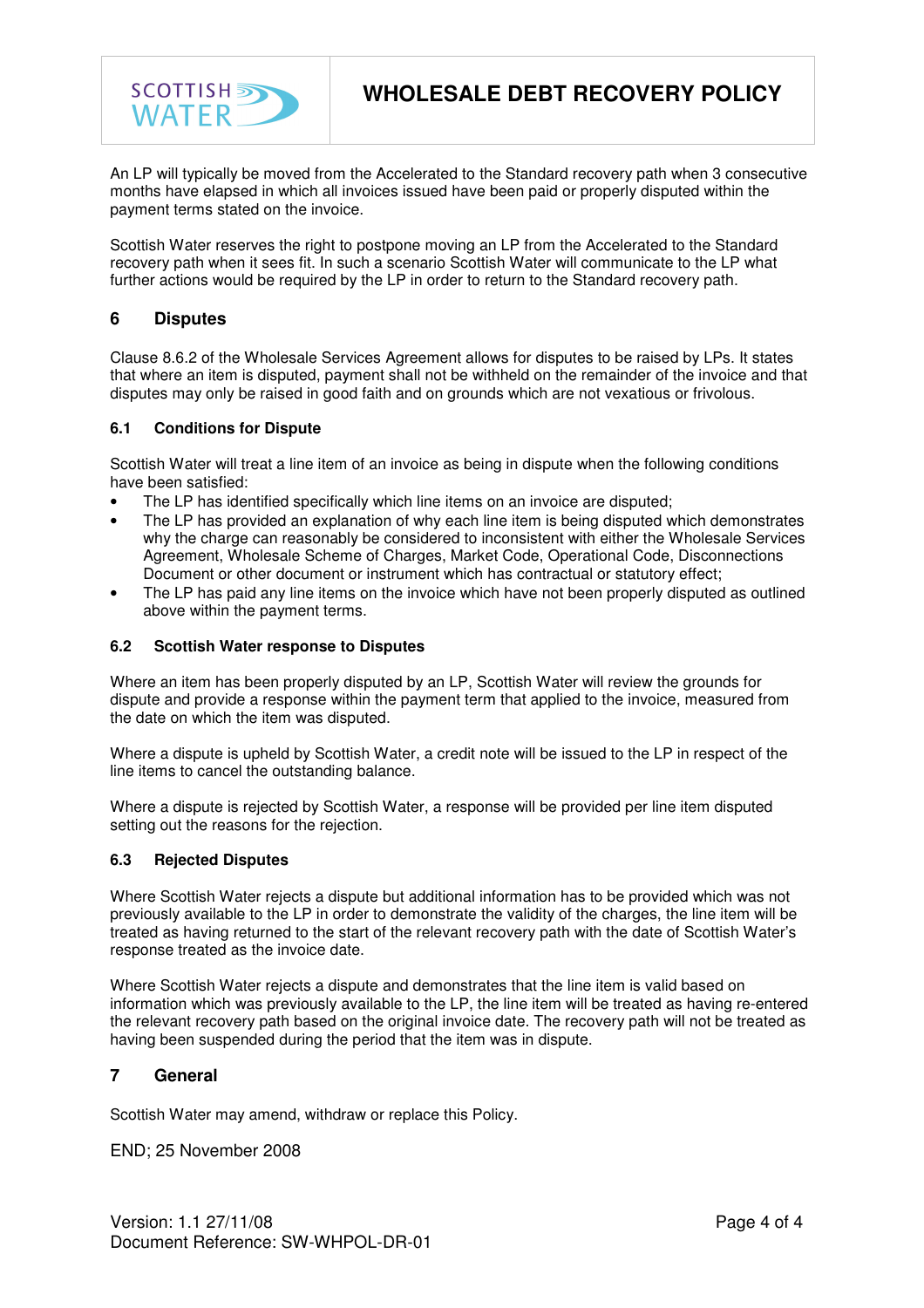An LP will typically be moved from the Accelerated to the Standard recovery path when 3 consecutive months have elapsed in which all invoices issued have been paid or properly disputed within the payment terms stated on the invoice.

Scottish Water reserves the right to postpone moving an LP from the Accelerated to the Standard recovery path when it sees fit. In such a scenario Scottish Water will communicate to the LP what further actions would be required by the LP in order to return to the Standard recovery path.

## 6 Disputes

Clause 8.6.2 of the Wholesale Services Agreement allows for disputes to be raised by LPs. It states that where an item is disputed, payment shall not be withheld on the remainder of the invoice and that disputes may only be raised in good faith and on grounds which are not vexatious or frivolous.

### 6.1 Conditions for Dispute

Scottish Water will treat a line item of an invoice as being in dispute when the following conditions have been satisfied:

- The LP has identified specifically which line items on an invoice are disputed;
- The LP has provided an explanation of why each line item is being disputed which demonstrates why the charge can reasonably be considered to inconsistent with either the Wholesale Services Agreement, Wholesale Scheme of Charges, Market Code, Operational Code, Disconnections Document or other document or instrument which has contractual or statutory effect;
- The LP has paid any line items on the invoice which have not been properly disputed as outlined above within the payment terms.

### 6.2 Scottish Water response to Disputes

Where an item has been properly disputed by an LP, Scottish Water will review the grounds for dispute and provide a response within the payment term that applied to the invoice, measured from the date on which the item was disputed.

Where a dispute is upheld by Scottish Water, a credit note will be issued to the LP in respect of the line items to cancel the outstanding balance.

Where a dispute is rejected by Scottish Water, a response will be provided per line item disputed setting out the reasons for the rejection.

### 6.3 Rejected Disputes

Where Scottish Water rejects a dispute but additional information has to be provided which was not previously available to the LP in order to demonstrate the validity of the charges, the line item will be treated as having returned to the start of the relevant recovery path with the date of Scottish Water's response treated as the invoice date.

Where Scottish Water rejects a dispute and demonstrates that the line item is valid based on information which was previously available to the LP, the line item will be treated as having re-entered the relevant recovery path based on the original invoice date. The recovery path will not be treated as having been suspended during the period that the item was in dispute.

## 7 General

Scottish Water may amend, withdraw or replace this Policy.

END; 25 November 2008